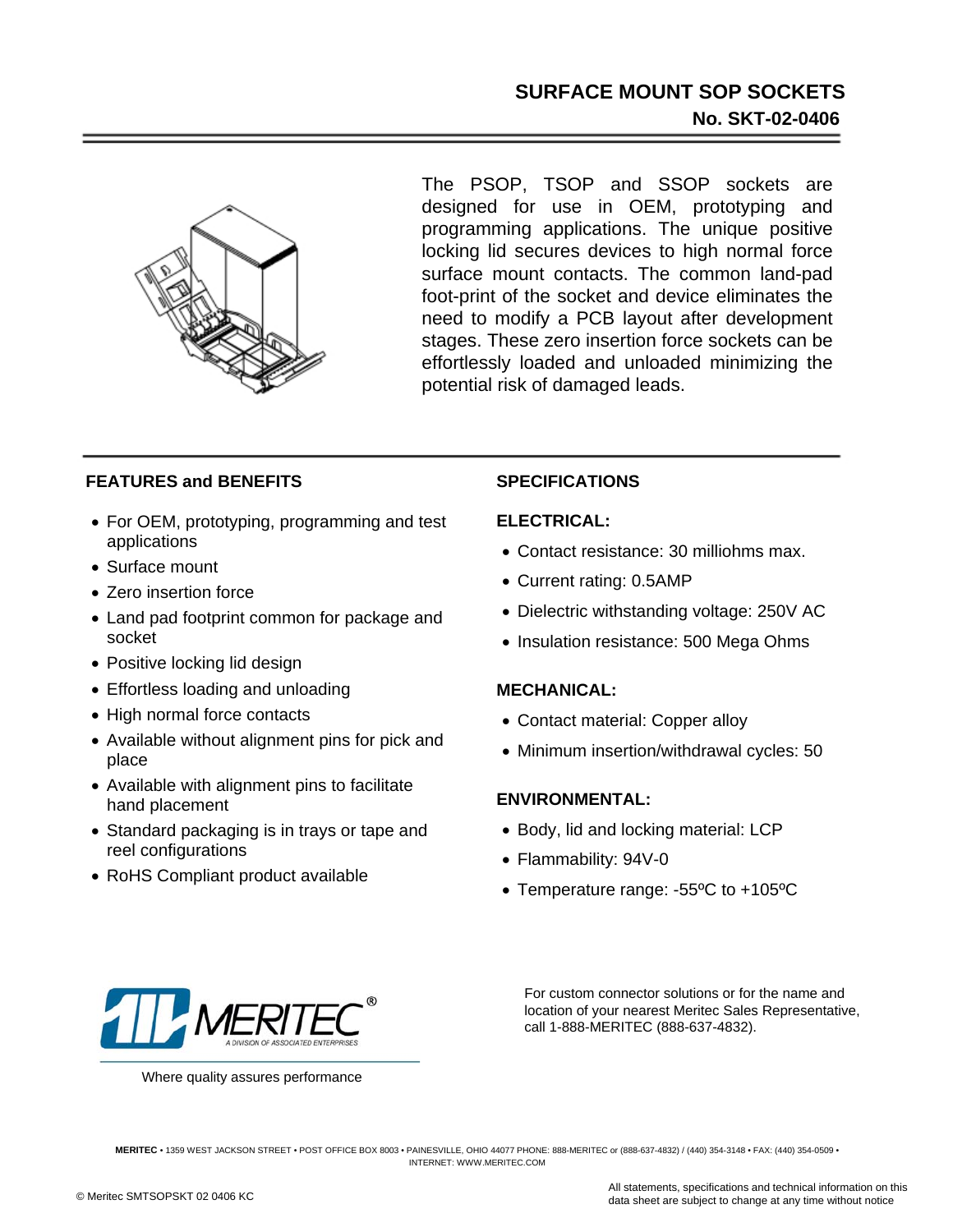# SURFACE MOUNT SOP SOCKETS

## No. SKT-02-0406

The PSOP, TSOP and SSOP sockets are designed for use in OEM, prototyping and programming applications. The unique positive locking lid secures devices to high normal force surface mount contacts. The common land-pad foot-print of the socket and device eliminates the need to modify a PCB layout after development stages. These zero insertion force sockets can be effortlessly loaded and unloaded minimizing the potential risk of damaged leads.

## FEATURES and BENEFITS

- For OEM, prototyping, programming and test applications
- Surface mount
- Zero insertion force
- Land pad footprint common for package and socket
- Positive locking lid design
- Effortless loading and unloading
- High normal force contacts
- Available without alignment pins for pick and place
- Available with alignment pins to facilitate hand placement
- Standard packaging is in trays or tape and reel configurations
- RoHS Compliant product available

## SPECIFICATIONS

### ELECTRICAL:

- Contact resistance: 30 milliohms max.
- Current rating: 0.5AMP
- Dielectric withstanding voltage: 250V AC
- Insulation resistance: 500 Mega Ohms

### MECHANICAL:

- Contact material: Copper alloy
- Minimum insertion/withdrawal cycles: 50

### ENVIRONMENTAL:

- Body, lid and locking material: LCP
- Flammability: 94V-0
- Temperature range: -55ºC to +105ºC

MERITEC® A DIVISION OF ASSOCIATED ENTERPRISES

Where quality assures performance

For custom connector solutions or for the name and location of your nearest Meritec Sales Representative, call 1-888-MERITEC (888-637-4832).

**MERITEC** • 1359 WEST JACKSON STREET • POST OFFICE BOX 8003 • PAINESVILLE, OHIO 44077 PHONE: 888-MERITEC or (888-637-4832) / (440) 354-3148 • FAX: (440) 354-0509 • INTERNET: WWW.MERITEC.COM

© Meritec SMTSOPSKT 02 0406 KC

All statements, specifications and technical information on this data sheet are subject to change at any time without notice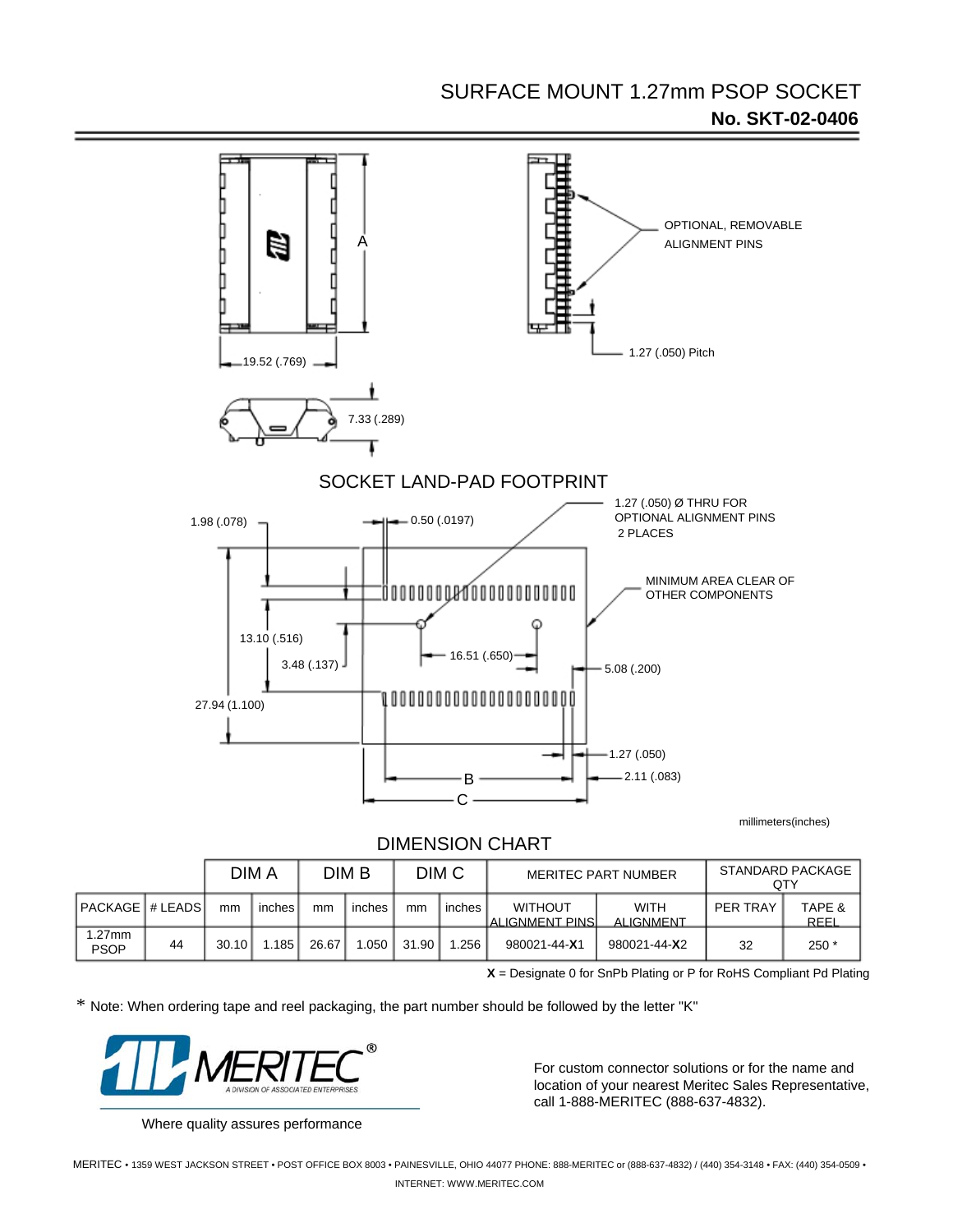# SURFACE MOUNT 1.27mm PSOP SOCKET

**No. SKT-02-0406**

A

19.52 (.769)

7.33 (.289)

OPTIONAL, REMOVABLE ALIGNMENT PINS

1.27 (.050) Pitch

## SOCKET LAND-PAD FOOTPRINT

1.98 (.078)

0.50 (.0197)

1.27 (.050) Ø THRU FOR OPTIONAL ALIGNMENT PINS 2 PLACES

MINIMUM AREA CLEAR OF OTHER COMPONENTS

13.10 (.516)

3.48 (.137)

16.51 (.650)

5.08 (.200)

27.94 (1.100)

1.27 (.050)

2.11 (.083)

B

C

millimeters(inches)

## DIMENSION CHART

| | | DIM A | | DIM B | | DIM C | | MERITEC PART NUMBER | | STANDARD PACKAGE QTY | |
|---|---|---|---|---|---|---|---|---|---|---|---|
| PACKAGE | # LEADS | mm | inches | mm | inches | mm | inches | WITHOUT ALIGNMENT PINS | WITH ALIGNMENT | PER TRAY | TAPE & REEL |
| 1.27mm PSOP | 44 | 30.10 | 1.185 | 26.67 | 1.050 | 31.90 | 1.256 | 980021-44-**X**1 | 980021-44-**X**2 | 32 | 250 * |

**X** = Designate 0 for SnPb Plating or P for RoHS Compliant Pd Plating

* Note: When ordering tape and reel packaging, the part number should be followed by the letter "K"

MERITEC® A DIVISION OF ASSOCIATED ENTERPRISES

Where quality assures performance

For custom connector solutions or for the name and location of your nearest Meritec Sales Representative, call 1-888-MERITEC (888-637-4832).

MERITEC • 1359 WEST JACKSON STREET • POST OFFICE BOX 8003 • PAINESVILLE, OHIO 44077 PHONE: 888-MERITEC or (888-637-4832) / (440) 354-3148 • FAX: (440) 354-0509 • INTERNET: WWW.MERITEC.COM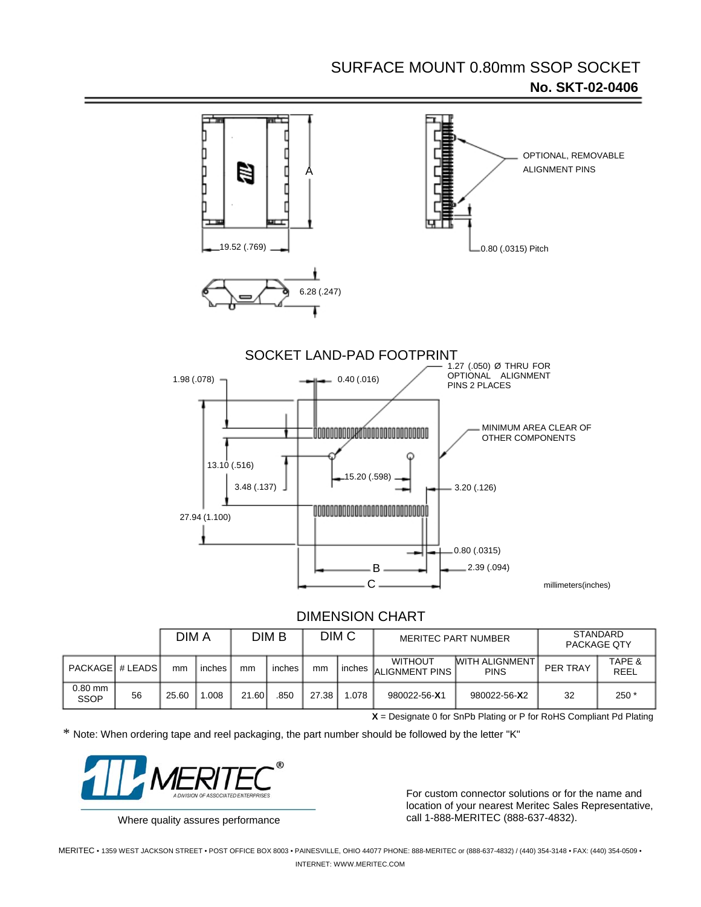# SURFACE MOUNT 0.80mm SSOP SOCKET

**No. SKT-02-0406**

A

19.52 (.769)

OPTIONAL, REMOVABLE ALIGNMENT PINS

0.80 (.0315) Pitch

6.28 (.247)

## SOCKET LAND-PAD FOOTPRINT

1.98 (.078)

0.40 (.016)

1.27 (.050) Ø THRU FOR OPTIONAL ALIGNMENT PINS 2 PLACES

MINIMUM AREA CLEAR OF OTHER COMPONENTS

13.10 (.516)

3.48 (.137)

15.20 (.598)

3.20 (.126)

27.94 (1.100)

0.80 (.0315)

B

2.39 (.094)

C

millimeters(inches)

## DIMENSION CHART

| | | DIM A | | DIM B | | DIM C | | MERITEC PART NUMBER | | STANDARD PACKAGE QTY | |
|---|---|---|---|---|---|---|---|---|---|---|---|
| PACKAGE | # LEADS | mm | inches | mm | inches | mm | inches | WITHOUT ALIGNMENT PINS | WITH ALIGNMENT PINS | PER TRAY | TAPE & REEL |
| 0.80 mm SSOP | 56 | 25.60 | 1.008 | 21.60 | .850 | 27.38 | 1.078 | 980022-56-**X**1 | 980022-56-**X**2 | 32 | 250 * |

**X** = Designate 0 for SnPb Plating or P for RoHS Compliant Pd Plating

* Note: When ordering tape and reel packaging, the part number should be followed by the letter "K"

MERITEC®
A DIVISION OF ASSOCIATED ENTERPRISES

Where quality assures performance

For custom connector solutions or for the name and location of your nearest Meritec Sales Representative, call 1-888-MERITEC (888-637-4832).

MERITEC • 1359 WEST JACKSON STREET • POST OFFICE BOX 8003 • PAINESVILLE, OHIO 44077 PHONE: 888-MERITEC or (888-637-4832) / (440) 354-3148 • FAX: (440) 354-0509 • INTERNET: WWW.MERITEC.COM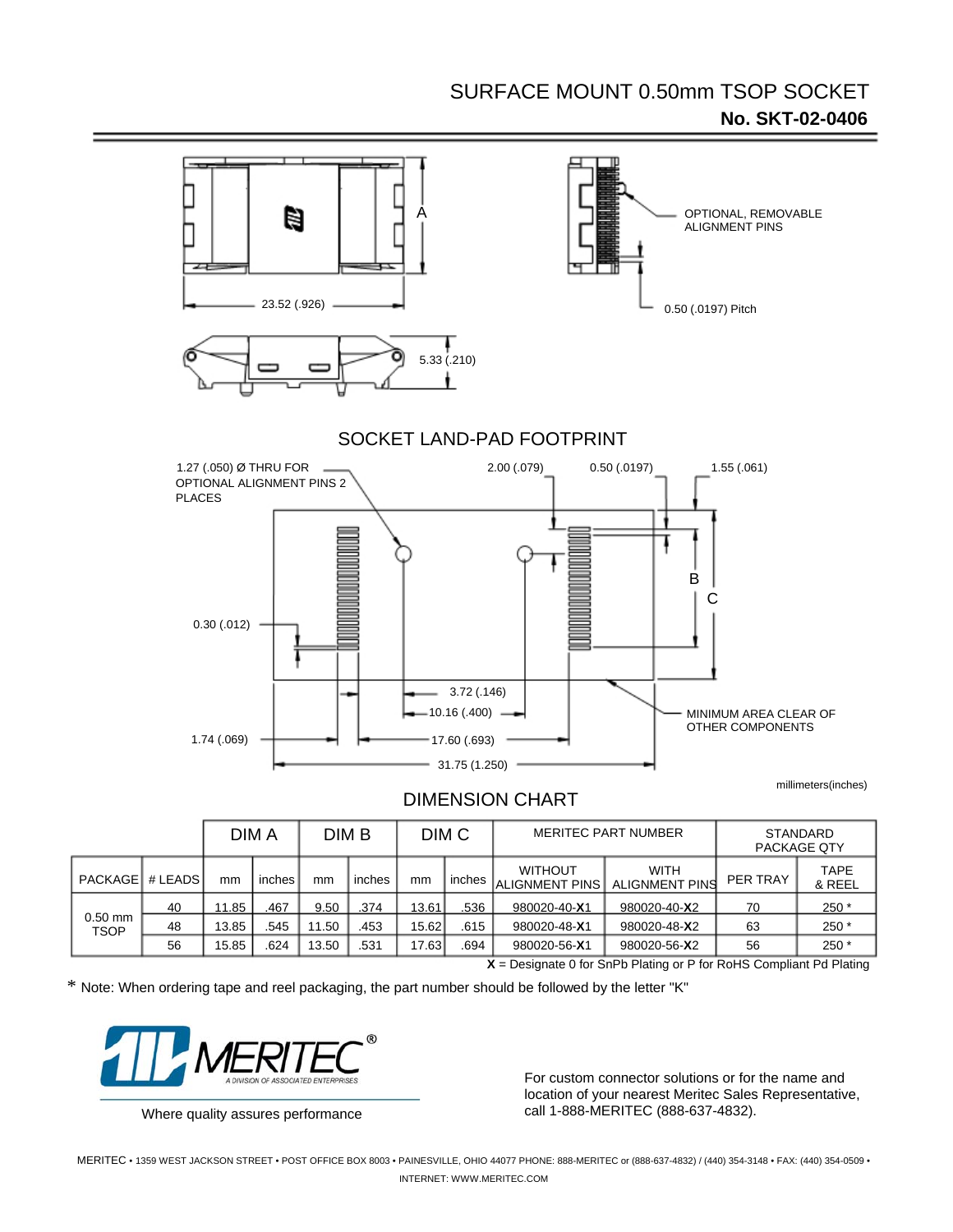# SURFACE MOUNT 0.50mm TSOP SOCKET

**No. SKT-02-0406**

A

23.52 (.926)

OPTIONAL, REMOVABLE ALIGNMENT PINS

0.50 (.0197) Pitch

5.33 (.210)

## SOCKET LAND-PAD FOOTPRINT

1.27 (.050) Ø THRU FOR OPTIONAL ALIGNMENT PINS 2 PLACES

2.00 (.079)

0.50 (.0197)

1.55 (.061)

B

C

0.30 (.012)

3.72 (.146)

10.16 (.400)

MINIMUM AREA CLEAR OF OTHER COMPONENTS

1.74 (.069)

17.60 (.693)

31.75 (1.250)

millimeters(inches)

## DIMENSION CHART

| | | DIM A | | DIM B | | DIM C | | MERITEC PART NUMBER | | STANDARD PACKAGE QTY | |
|---|---|---|---|---|---|---|---|---|---|---|---|
| PACKAGE | # LEADS | mm | inches | mm | inches | mm | inches | WITHOUT ALIGNMENT PINS | WITH ALIGNMENT PINS | PER TRAY | TAPE & REEL |
| 0.50 mm TSOP | 40 | 11.85 | .467 | 9.50 | .374 | 13.61 | .536 | 980020-40-**X**1 | 980020-40-**X**2 | 70 | 250 * |
| | 48 | 13.85 | .545 | 11.50 | .453 | 15.62 | .615 | 980020-48-**X**1 | 980020-48-**X**2 | 63 | 250 * |
| | 56 | 15.85 | .624 | 13.50 | .531 | 17.63 | .694 | 980020-56-**X**1 | 980020-56-**X**2 | 56 | 250 * |

**X** = Designate 0 for SnPb Plating or P for RoHS Compliant Pd Plating

* Note: When ordering tape and reel packaging, the part number should be followed by the letter "K"

MERITEC®
A DIVISION OF ASSOCIATED ENTERPRISES

Where quality assures performance

For custom connector solutions or for the name and location of your nearest Meritec Sales Representative, call 1-888-MERITEC (888-637-4832).

MERITEC • 1359 WEST JACKSON STREET • POST OFFICE BOX 8003 • PAINESVILLE, OHIO 44077 PHONE: 888-MERITEC or (888-637-4832) / (440) 354-3148 • FAX: (440) 354-0509 • INTERNET: WWW.MERITEC.COM